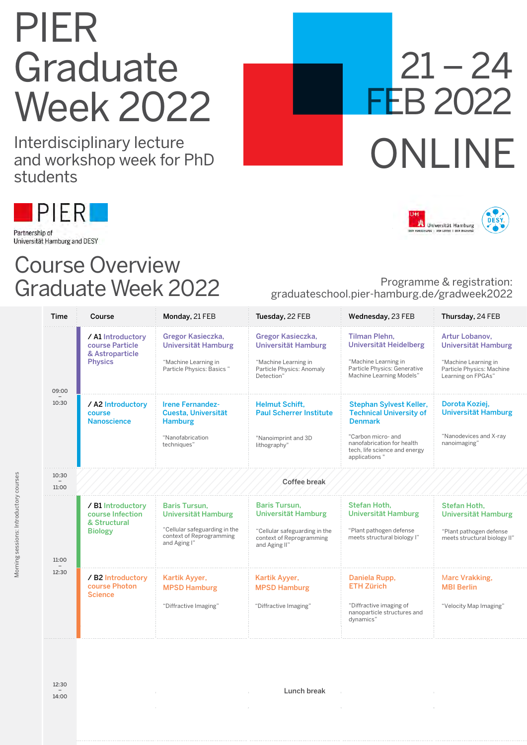# PIER Graduate Week 2022

Interdisciplinary lecture and workshop week for PhD students

21 – 24 FEB 2022

ONLINE

PIER

Partnership of Universität Hamburg and DESY

Universität Hamburg — DER FORSCHUNG | DER LEHRE | DER BILDUNG

DESY.

## Course Overview Graduate Week 2022

Programme & registration: graduateschool.pier-hamburg.de/gradweek2022

Morning sessions: Introductory courses

| Time | Course | Monday, 21 FEB | Tuesday, 22 FEB | Wednesday, 23 FEB | Thursday, 24 FEB |
| --- | --- | --- | --- | --- | --- |
| 09:00 – 10:30 | / A1 Introductory course Particle & Astroparticle Physics | Gregor Kasieczka, Universität Hamburg<br>"Machine Learning in Particle Physics: Basics " | Gregor Kasieczka, Universität Hamburg<br>"Machine Learning in Particle Physics: Anomaly Detection" | Tilman Plehn, Universität Heidelberg<br>"Machine Learning in Particle Physics: Generative Machine Learning Models" | Artur Lobanov, Universität Hamburg<br>"Machine Learning in Particle Physics: Machine Learning on FPGAs" |
| | / A2 Introductory course Nanoscience | Irene Fernandez-Cuesta, Universität Hamburg<br>"Nanofabrication techniques" | Helmut Schift, Paul Scherrer Institute<br>"Nanoimprint and 3D lithography" | Stephan Sylvest Keller, Technical University of Denmark<br>"Carbon micro- and nanofabrication for health tech, life science and energy applications " | Dorota Koziej, Universität Hamburg<br>"Nanodevices and X-ray nanoimaging" |
| 10:30 – 11:00 | Coffee break | | | | |
| 11:00 – 12:30 | / B1 Introductory course Infection & Structural Biology | Baris Tursun, Universität Hamburg<br>"Cellular safeguarding in the context of Reprogramming and Aging I" | Baris Tursun, Universität Hamburg<br>"Cellular safeguarding in the context of Reprogramming and Aging II" | Stefan Hoth, Universität Hamburg<br>"Plant pathogen defense meets structural biology I" | Stefan Hoth, Universität Hamburg<br>"Plant pathogen defense meets structural biology II" |
| | / B2 Introductory course Photon Science | Kartik Ayyer, MPSD Hamburg<br>"Diffractive Imaging" | Kartik Ayyer, MPSD Hamburg<br>"Diffractive Imaging" | Daniela Rupp, ETH Zürich<br>"Diffractive imaging of nanoparticle structures and dynamics" | Marc Vrakking, MBI Berlin<br>"Velocity Map Imaging" |
| 12:30 – 14:00 | Lunch break | | | | |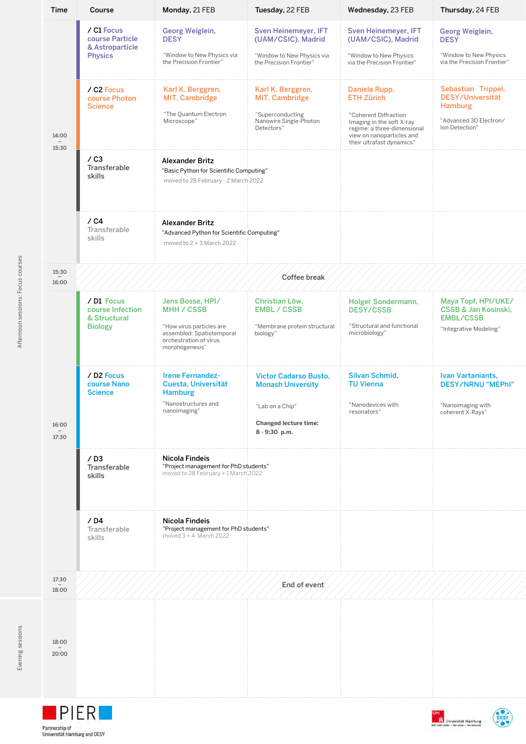| Time | Course | Monday, 21 FEB | Tuesday, 22 FEB | Wednesday, 23 FEB | Thursday, 24 FEB |
|---|---|---|---|---|---|
| 14:00 – 15:30 | / C1 Focus course Particle & Astroparticle Physics | Georg Weiglein, DESY "Window to New Physics via the Precision Frontier" | Sven Heinemeyer, IFT (UAM/CSIC), Madrid "Window to New Physics via the Precision Frontier" | Sven Heinemeyer, IFT (UAM/CSIC), Madrid "Window to New Physics via the Precision Frontier" | Georg Weiglein, DESY "Window to New Physics via the Precision Frontier" |
| | / C2 Focus course Photon Science | Karl K. Berggren, MIT, Cambridge "The Quantum Electron Microscope" | Karl K. Berggren, MIT, Cambridge "Superconducting Nanowire Single-Photon Detectors" | Daniela Rupp, ETH Zürich "Coherent Diffraction Imaging in the soft X-ray regime: a three-dimensional view on nanoparticles and their ultrafast dynamics" | Sebastian Trippel, DESY/Universität Hamburg "Advanced 3D Electron/ Ion Detection" |
| | / C3 Transferable skills | Alexander Britz "Basic Python for Scientific Computing" moved to 28 February - 2 March 2022 | | | |
| | / C4 Transferable skills | Alexander Britz "Advanced Python for Scientific Computing" moved to 2 + 3 March 2022 | | | |
| 15:30 – 16:00 | Coffee break | | | | |
| 16:00 – 17:30 | / D1 Focus course Infection & Structural Biology | Jens Bosse, HPI/ MHH / CSSB "How virus particles are assembled: Spatiotemporal orchestration of virus morphogenesis" | Christian Löw, EMBL / CSSB "Membrane protein structural biology" | Holger Sondermann, DESY/CSSB "Structural and functional microbiology" | Maya Topf, HPI/UKE/ CSSB & Jan Kosinski, EMBL/CSSB "Integrative Modeling" |
| | / D2 Focus course Nano Science | Irene Fernandez-Cuesta, Universität Hamburg "Nanostructures and nanoimaging" | Victor Cadarso Busto, Monash University "Lab on a Chip" **Changed lecture time: 8 - 9:30 p.m.** | Silvan Schmid, TU Vienna "Nanodevices with resonators" | Ivan Vartaniants, DESY/NRNU "MEPhI" "Nanoimaging with coherent X-Rays" |
| | / D3 Transferable skills | Nicola Findeis "Project management for PhD students" moved to 28 February + 1 March 2022 | | | |
| | / D4 Transferable skills | Nicola Findeis "Project management for PhD students" moved 3 + 4 March 2022 | | | |
| 17:30 – 18:00 | End of event | | | | |
| 18:00 – 20:00 | | | | | |

Afternoon sessions: Focus courses

Evening sessions

PIER
Partnership of Universität Hamburg and DESY